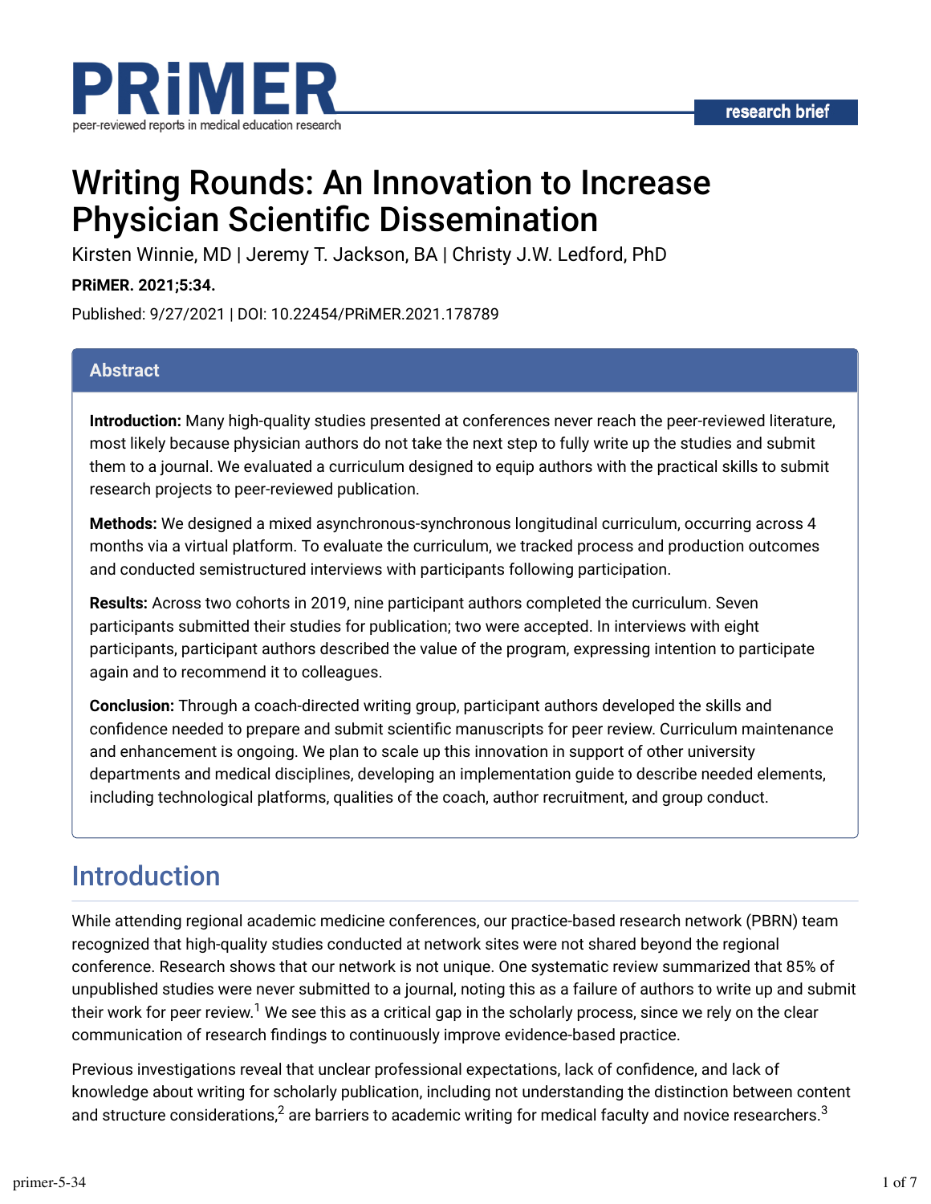research brief

# Writing Rounds: An Innovation to Increase Physician Scientific Dissemination

Kirsten Winnie, MD | Jeremy T. Jackson, BA | Christy J.W. Ledford, PhD

**PRiMER. 2021;5:34.**

Published: 9/27/2021 | DOI: 10.22454/PRiMER.2021.178789

## Abstract

**Introduction:** Many high-quality studies presented at conferences never reach the peer-reviewed literature, most likely because physician authors do not take the next step to fully write up the studies and submit them to a journal. We evaluated a curriculum designed to equip authors with the practical skills to submit research projects to peer-reviewed publication.

**Methods:** We designed a mixed asynchronous-synchronous longitudinal curriculum, occurring across 4 months via a virtual platform. To evaluate the curriculum, we tracked process and production outcomes and conducted semistructured interviews with participants following participation.

**Results:** Across two cohorts in 2019, nine participant authors completed the curriculum. Seven participants submitted their studies for publication; two were accepted. In interviews with eight participants, participant authors described the value of the program, expressing intention to participate again and to recommend it to colleagues.

**Conclusion:** Through a coach-directed writing group, participant authors developed the skills and confidence needed to prepare and submit scientific manuscripts for peer review. Curriculum maintenance and enhancement is ongoing. We plan to scale up this innovation in support of other university departments and medical disciplines, developing an implementation guide to describe needed elements, including technological platforms, qualities of the coach, author recruitment, and group conduct.

## Introduction

While attending regional academic medicine conferences, our practice-based research network (PBRN) team recognized that high-quality studies conducted at network sites were not shared beyond the regional conference. Research shows that our network is not unique. One systematic review summarized that 85% of unpublished studies were never submitted to a journal, noting this as a failure of authors to write up and submit their work for peer review.[1] We see this as a critical gap in the scholarly process, since we rely on the clear communication of research findings to continuously improve evidence-based practice.

Previous investigations reveal that unclear professional expectations, lack of confidence, and lack of knowledge about writing for scholarly publication, including not understanding the distinction between content and structure considerations,[2] are barriers to academic writing for medical faculty and novice researchers.[3]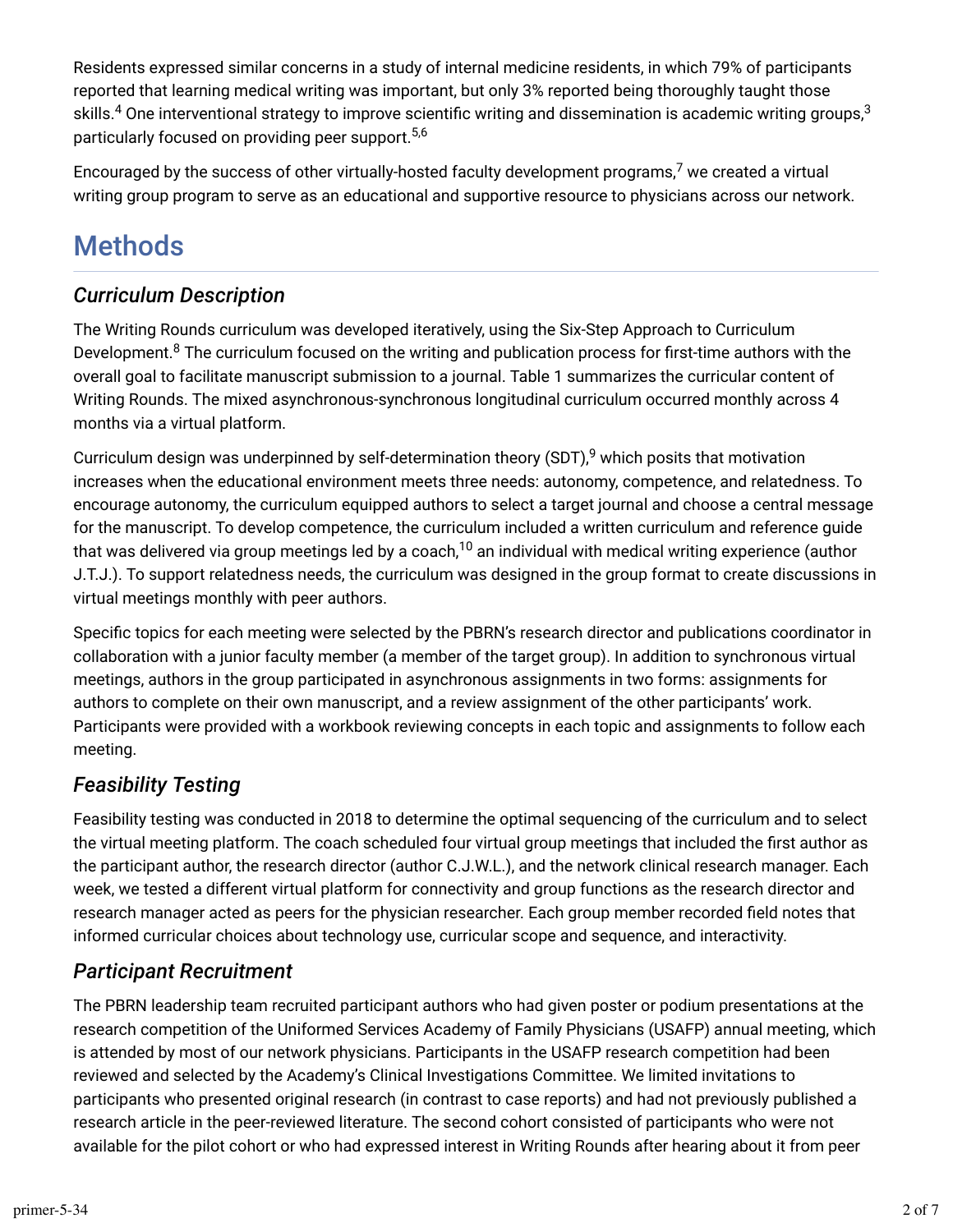Residents expressed similar concerns in a study of internal medicine residents, in which 79% of participants reported that learning medical writing was important, but only 3% reported being thoroughly taught those skills.[4] One interventional strategy to improve scientific writing and dissemination is academic writing groups,[3] particularly focused on providing peer support.[5,6]

Encouraged by the success of other virtually-hosted faculty development programs,[7] we created a virtual writing group program to serve as an educational and supportive resource to physicians across our network.

## Methods

### *Curriculum Description*

The Writing Rounds curriculum was developed iteratively, using the Six-Step Approach to Curriculum Development.[8] The curriculum focused on the writing and publication process for first-time authors with the overall goal to facilitate manuscript submission to a journal. Table 1 summarizes the curricular content of Writing Rounds. The mixed asynchronous-synchronous longitudinal curriculum occurred monthly across 4 months via a virtual platform.

Curriculum design was underpinned by self-determination theory (SDT),[9] which posits that motivation increases when the educational environment meets three needs: autonomy, competence, and relatedness. To encourage autonomy, the curriculum equipped authors to select a target journal and choose a central message for the manuscript. To develop competence, the curriculum included a written curriculum and reference guide that was delivered via group meetings led by a coach,[10] an individual with medical writing experience (author J.T.J.). To support relatedness needs, the curriculum was designed in the group format to create discussions in virtual meetings monthly with peer authors.

Specific topics for each meeting were selected by the PBRN's research director and publications coordinator in collaboration with a junior faculty member (a member of the target group). In addition to synchronous virtual meetings, authors in the group participated in asynchronous assignments in two forms: assignments for authors to complete on their own manuscript, and a review assignment of the other participants' work. Participants were provided with a workbook reviewing concepts in each topic and assignments to follow each meeting.

### *Feasibility Testing*

Feasibility testing was conducted in 2018 to determine the optimal sequencing of the curriculum and to select the virtual meeting platform. The coach scheduled four virtual group meetings that included the first author as the participant author, the research director (author C.J.W.L.), and the network clinical research manager. Each week, we tested a different virtual platform for connectivity and group functions as the research director and research manager acted as peers for the physician researcher. Each group member recorded field notes that informed curricular choices about technology use, curricular scope and sequence, and interactivity.

### *Participant Recruitment*

The PBRN leadership team recruited participant authors who had given poster or podium presentations at the research competition of the Uniformed Services Academy of Family Physicians (USAFP) annual meeting, which is attended by most of our network physicians. Participants in the USAFP research competition had been reviewed and selected by the Academy's Clinical Investigations Committee. We limited invitations to participants who presented original research (in contrast to case reports) and had not previously published a research article in the peer-reviewed literature. The second cohort consisted of participants who were not available for the pilot cohort or who had expressed interest in Writing Rounds after hearing about it from peer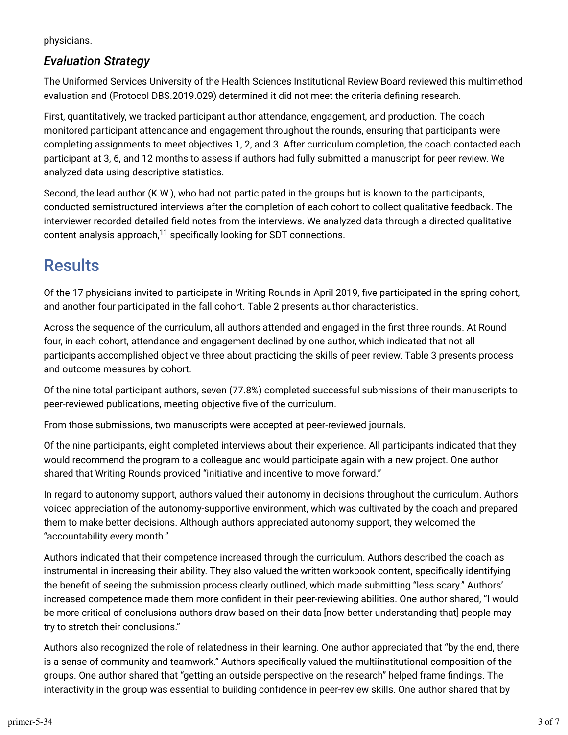physicians.

### *Evaluation Strategy*

The Uniformed Services University of the Health Sciences Institutional Review Board reviewed this multimethod evaluation and (Protocol DBS.2019.029) determined it did not meet the criteria defining research.

First, quantitatively, we tracked participant author attendance, engagement, and production. The coach monitored participant attendance and engagement throughout the rounds, ensuring that participants were completing assignments to meet objectives 1, 2, and 3. After curriculum completion, the coach contacted each participant at 3, 6, and 12 months to assess if authors had fully submitted a manuscript for peer review. We analyzed data using descriptive statistics.

Second, the lead author (K.W.), who had not participated in the groups but is known to the participants, conducted semistructured interviews after the completion of each cohort to collect qualitative feedback. The interviewer recorded detailed field notes from the interviews. We analyzed data through a directed qualitative content analysis approach,[11] specifically looking for SDT connections.

## Results

Of the 17 physicians invited to participate in Writing Rounds in April 2019, five participated in the spring cohort, and another four participated in the fall cohort. Table 2 presents author characteristics.

Across the sequence of the curriculum, all authors attended and engaged in the first three rounds. At Round four, in each cohort, attendance and engagement declined by one author, which indicated that not all participants accomplished objective three about practicing the skills of peer review. Table 3 presents process and outcome measures by cohort.

Of the nine total participant authors, seven (77.8%) completed successful submissions of their manuscripts to peer-reviewed publications, meeting objective five of the curriculum.

From those submissions, two manuscripts were accepted at peer-reviewed journals.

Of the nine participants, eight completed interviews about their experience. All participants indicated that they would recommend the program to a colleague and would participate again with a new project. One author shared that Writing Rounds provided "initiative and incentive to move forward."

In regard to autonomy support, authors valued their autonomy in decisions throughout the curriculum. Authors voiced appreciation of the autonomy-supportive environment, which was cultivated by the coach and prepared them to make better decisions. Although authors appreciated autonomy support, they welcomed the "accountability every month."

Authors indicated that their competence increased through the curriculum. Authors described the coach as instrumental in increasing their ability. They also valued the written workbook content, specifically identifying the benefit of seeing the submission process clearly outlined, which made submitting "less scary." Authors' increased competence made them more confident in their peer-reviewing abilities. One author shared, "I would be more critical of conclusions authors draw based on their data [now better understanding that] people may try to stretch their conclusions."

Authors also recognized the role of relatedness in their learning. One author appreciated that "by the end, there is a sense of community and teamwork." Authors specifically valued the multiinstitutional composition of the groups. One author shared that "getting an outside perspective on the research" helped frame findings. The interactivity in the group was essential to building confidence in peer-review skills. One author shared that by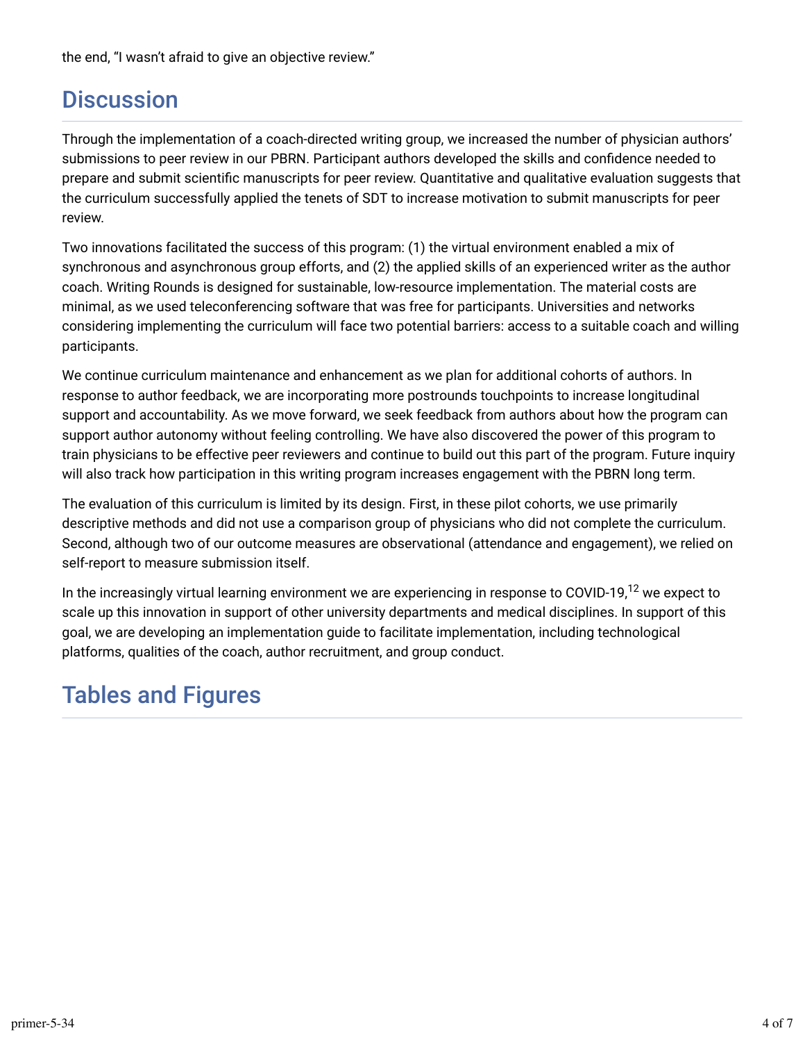the end, “I wasn’t afraid to give an objective review.”

## Discussion

Through the implementation of a coach-directed writing group, we increased the number of physician authors’ submissions to peer review in our PBRN. Participant authors developed the skills and confidence needed to prepare and submit scientific manuscripts for peer review. Quantitative and qualitative evaluation suggests that the curriculum successfully applied the tenets of SDT to increase motivation to submit manuscripts for peer review.

Two innovations facilitated the success of this program: (1) the virtual environment enabled a mix of synchronous and asynchronous group efforts, and (2) the applied skills of an experienced writer as the author coach. Writing Rounds is designed for sustainable, low-resource implementation. The material costs are minimal, as we used teleconferencing software that was free for participants. Universities and networks considering implementing the curriculum will face two potential barriers: access to a suitable coach and willing participants.

We continue curriculum maintenance and enhancement as we plan for additional cohorts of authors. In response to author feedback, we are incorporating more postrounds touchpoints to increase longitudinal support and accountability. As we move forward, we seek feedback from authors about how the program can support author autonomy without feeling controlling. We have also discovered the power of this program to train physicians to be effective peer reviewers and continue to build out this part of the program. Future inquiry will also track how participation in this writing program increases engagement with the PBRN long term.

The evaluation of this curriculum is limited by its design. First, in these pilot cohorts, we use primarily descriptive methods and did not use a comparison group of physicians who did not complete the curriculum. Second, although two of our outcome measures are observational (attendance and engagement), we relied on self-report to measure submission itself.

In the increasingly virtual learning environment we are experiencing in response to COVID-19,[12] we expect to scale up this innovation in support of other university departments and medical disciplines. In support of this goal, we are developing an implementation guide to facilitate implementation, including technological platforms, qualities of the coach, author recruitment, and group conduct.

## Tables and Figures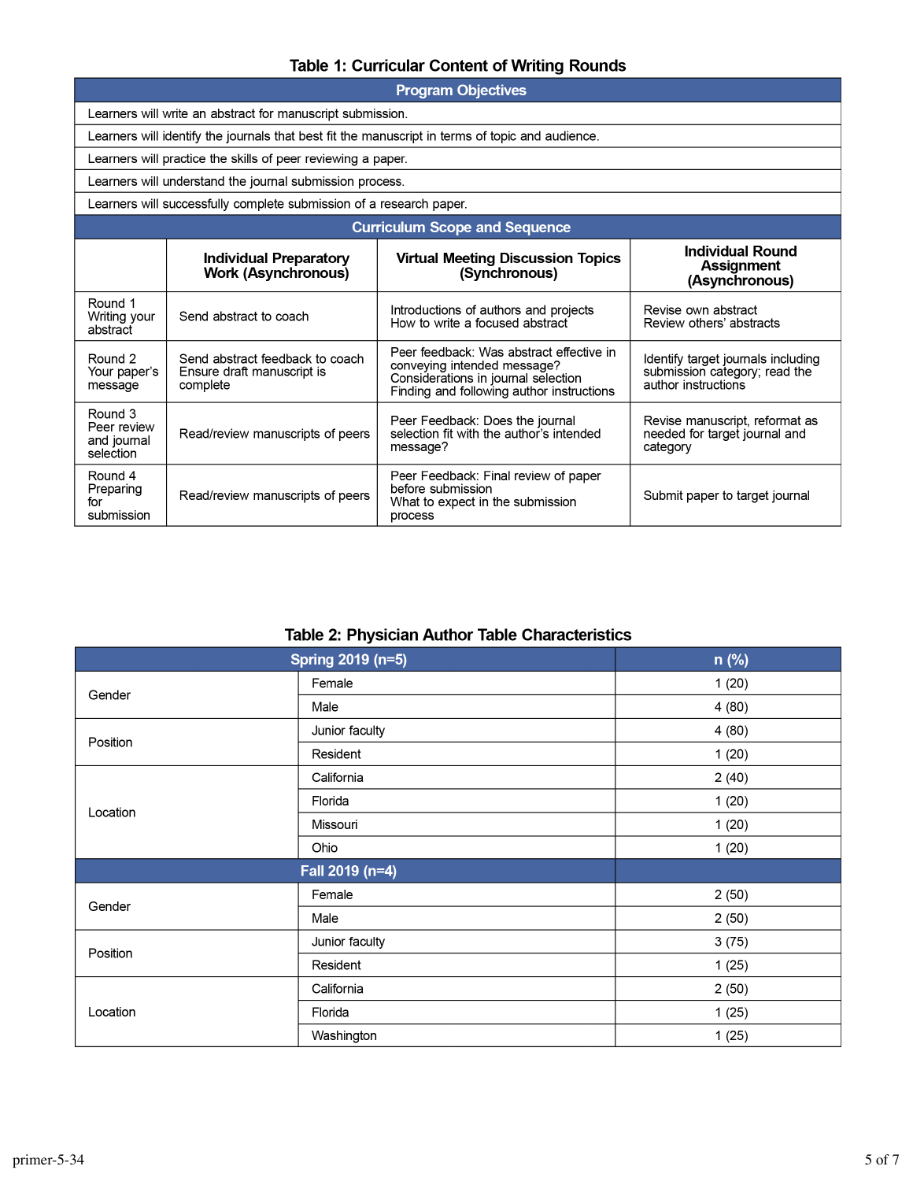**Table 1: Curricular Content of Writing Rounds**

| Program Objectives | | | |
|---|---|---|---|
| Learners will write an abstract for manuscript submission. | | | |
| Learners will identify the journals that best fit the manuscript in terms of topic and audience. | | | |
| Learners will practice the skills of peer reviewing a paper. | | | |
| Learners will understand the journal submission process. | | | |
| Learners will successfully complete submission of a research paper. | | | |
| **Curriculum Scope and Sequence** | | | |
| | **Individual Preparatory Work (Asynchronous)** | **Virtual Meeting Discussion Topics (Synchronous)** | **Individual Round Assignment (Asynchronous)** |
| Round 1 Writing your abstract | Send abstract to coach | Introductions of authors and projects<br>How to write a focused abstract | Revise own abstract<br>Review others' abstracts |
| Round 2 Your paper's message | Send abstract feedback to coach<br>Ensure draft manuscript is complete | Peer feedback: Was abstract effective in conveying intended message?<br>Considerations in journal selection<br>Finding and following author instructions | Identify target journals including submission category; read the author instructions |
| Round 3 Peer review and journal selection | Read/review manuscripts of peers | Peer Feedback: Does the journal selection fit with the author's intended message? | Revise manuscript, reformat as needed for target journal and category |
| Round 4 Preparing for submission | Read/review manuscripts of peers | Peer Feedback: Final review of paper before submission<br>What to expect in the submission process | Submit paper to target journal |

**Table 2: Physician Author Table Characteristics**

| Spring 2019 (n=5) | | n (%) |
|---|---|---|
| Gender | Female | 1 (20) |
| | Male | 4 (80) |
| Position | Junior faculty | 4 (80) |
| | Resident | 1 (20) |
| Location | California | 2 (40) |
| | Florida | 1 (20) |
| | Missouri | 1 (20) |
| | Ohio | 1 (20) |
| **Fall 2019 (n=4)** | | |
| Gender | Female | 2 (50) |
| | Male | 2 (50) |
| Position | Junior faculty | 3 (75) |
| | Resident | 1 (25) |
| Location | California | 2 (50) |
| | Florida | 1 (25) |
| | Washington | 1 (25) |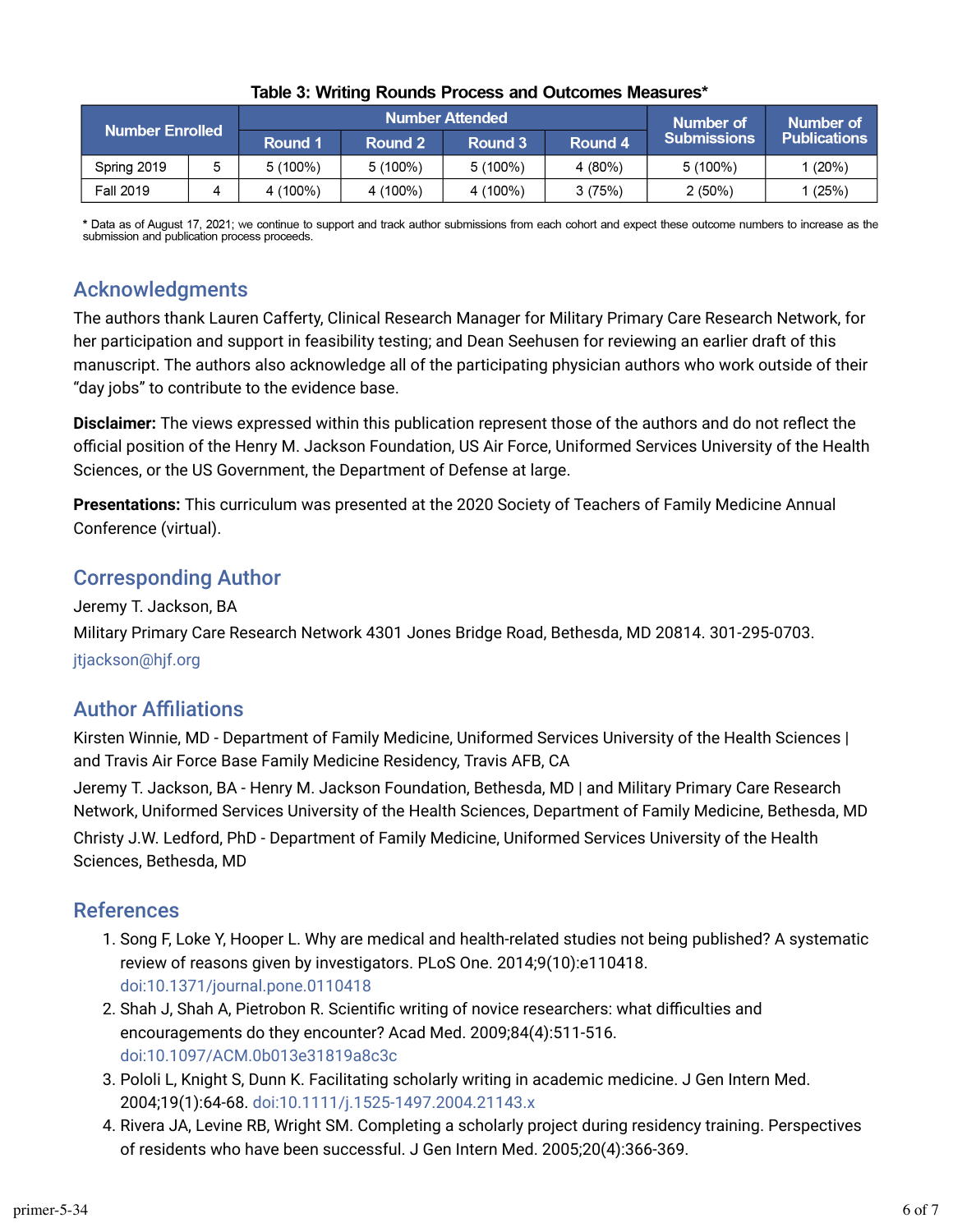**Table 3: Writing Rounds Process and Outcomes Measures***

| Number Enrolled | | Number Attended | | | | Number of Submissions | Number of Publications |
|---|---|---|---|---|---|---|---|
| | | Round 1 | Round 2 | Round 3 | Round 4 | | |
| Spring 2019 | 5 | 5 (100%) | 5 (100%) | 5 (100%) | 4 (80%) | 5 (100%) | 1 (20%) |
| Fall 2019 | 4 | 4 (100%) | 4 (100%) | 4 (100%) | 3 (75%) | 2 (50%) | 1 (25%) |

* Data as of August 17, 2021; we continue to support and track author submissions from each cohort and expect these outcome numbers to increase as the submission and publication process proceeds.

## Acknowledgments

The authors thank Lauren Cafferty, Clinical Research Manager for Military Primary Care Research Network, for her participation and support in feasibility testing; and Dean Seehusen for reviewing an earlier draft of this manuscript. The authors also acknowledge all of the participating physician authors who work outside of their "day jobs" to contribute to the evidence base.

**Disclaimer:** The views expressed within this publication represent those of the authors and do not reflect the official position of the Henry M. Jackson Foundation, US Air Force, Uniformed Services University of the Health Sciences, or the US Government, the Department of Defense at large.

**Presentations:** This curriculum was presented at the 2020 Society of Teachers of Family Medicine Annual Conference (virtual).

## Corresponding Author

Jeremy T. Jackson, BA

Military Primary Care Research Network 4301 Jones Bridge Road, Bethesda, MD 20814. 301-295-0703.

jtjackson@hjf.org

## Author Affiliations

Kirsten Winnie, MD - Department of Family Medicine, Uniformed Services University of the Health Sciences | and Travis Air Force Base Family Medicine Residency, Travis AFB, CA

Jeremy T. Jackson, BA - Henry M. Jackson Foundation, Bethesda, MD | and Military Primary Care Research Network, Uniformed Services University of the Health Sciences, Department of Family Medicine, Bethesda, MD

Christy J.W. Ledford, PhD - Department of Family Medicine, Uniformed Services University of the Health Sciences, Bethesda, MD

## References

1. Song F, Loke Y, Hooper L. Why are medical and health-related studies not being published? A systematic review of reasons given by investigators. PLoS One. 2014;9(10):e110418. doi:10.1371/journal.pone.0110418
2. Shah J, Shah A, Pietrobon R. Scientific writing of novice researchers: what difficulties and encouragements do they encounter? Acad Med. 2009;84(4):511-516. doi:10.1097/ACM.0b013e31819a8c3c
3. Pololi L, Knight S, Dunn K. Facilitating scholarly writing in academic medicine. J Gen Intern Med. 2004;19(1):64-68. doi:10.1111/j.1525-1497.2004.21143.x
4. Rivera JA, Levine RB, Wright SM. Completing a scholarly project during residency training. Perspectives of residents who have been successful. J Gen Intern Med. 2005;20(4):366-369.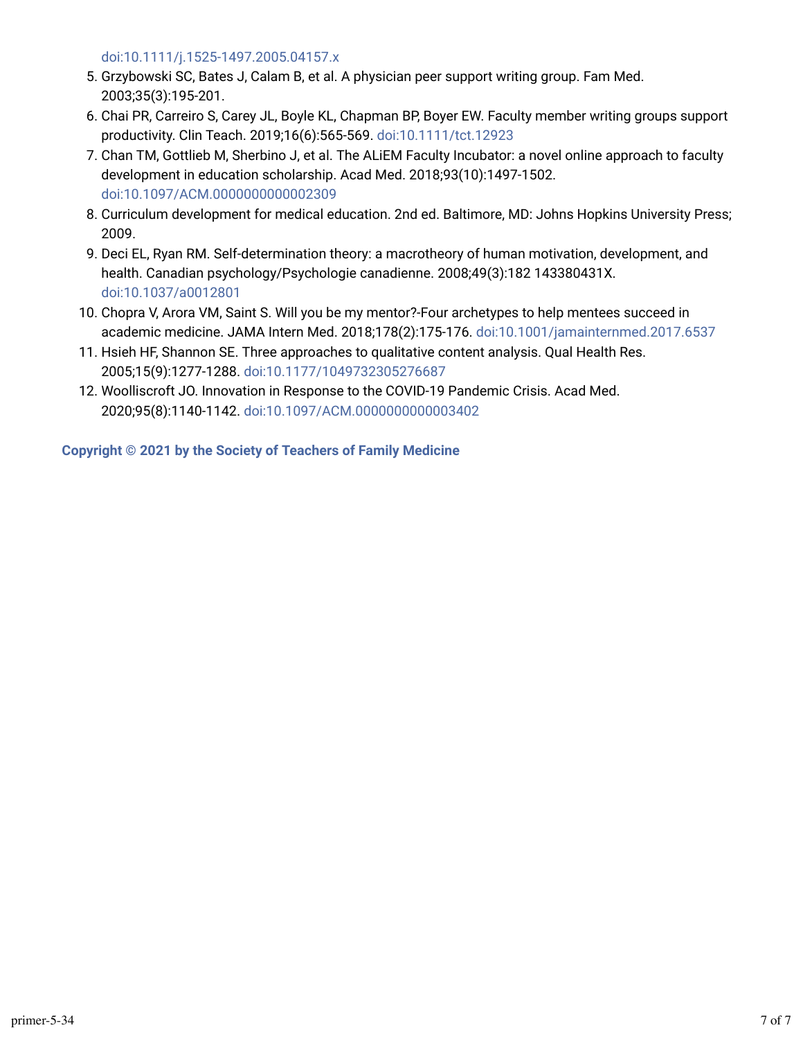doi:10.1111/j.1525-1497.2005.04157.x

5. Grzybowski SC, Bates J, Calam B, et al. A physician peer support writing group. Fam Med. 2003;35(3):195-201.
6. Chai PR, Carreiro S, Carey JL, Boyle KL, Chapman BP, Boyer EW. Faculty member writing groups support productivity. Clin Teach. 2019;16(6):565-569. doi:10.1111/tct.12923
7. Chan TM, Gottlieb M, Sherbino J, et al. The ALiEM Faculty Incubator: a novel online approach to faculty development in education scholarship. Acad Med. 2018;93(10):1497-1502. doi:10.1097/ACM.0000000000002309
8. Curriculum development for medical education. 2nd ed. Baltimore, MD: Johns Hopkins University Press; 2009.
9. Deci EL, Ryan RM. Self-determination theory: a macrotheory of human motivation, development, and health. Canadian psychology/Psychologie canadienne. 2008;49(3):182 143380431X. doi:10.1037/a0012801
10. Chopra V, Arora VM, Saint S. Will you be my mentor?-Four archetypes to help mentees succeed in academic medicine. JAMA Intern Med. 2018;178(2):175-176. doi:10.1001/jamainternmed.2017.6537
11. Hsieh HF, Shannon SE. Three approaches to qualitative content analysis. Qual Health Res. 2005;15(9):1277-1288. doi:10.1177/1049732305276687
12. Woolliscroft JO. Innovation in Response to the COVID-19 Pandemic Crisis. Acad Med. 2020;95(8):1140-1142. doi:10.1097/ACM.0000000000003402

**Copyright © 2021 by the Society of Teachers of Family Medicine**